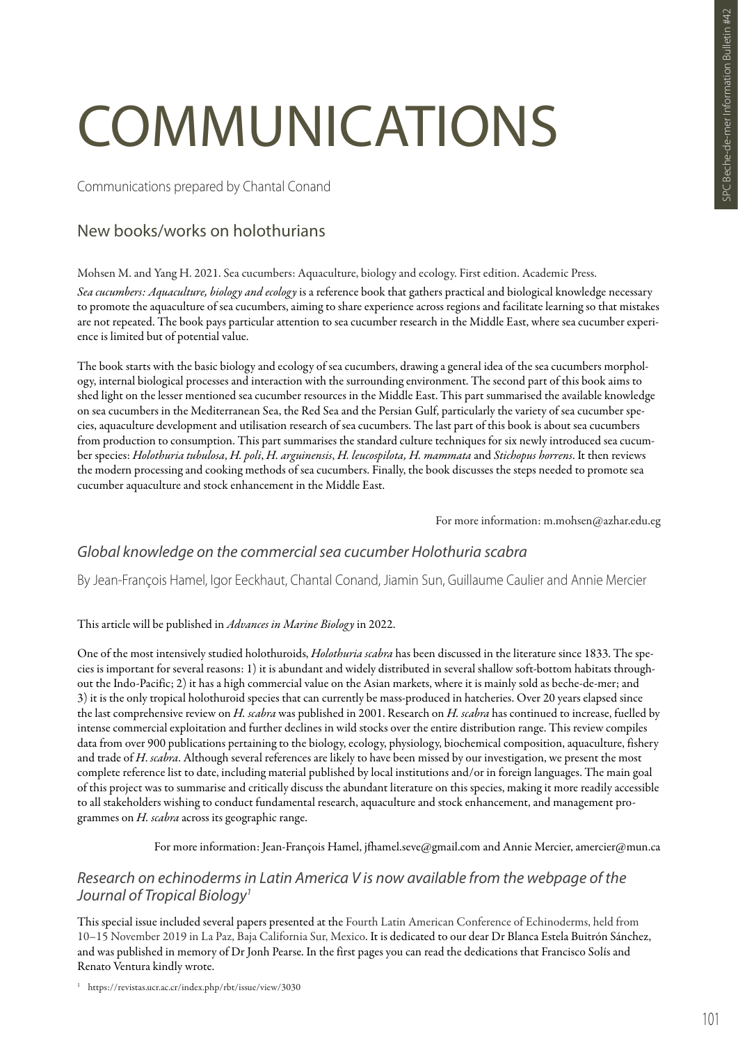# COMMUNICATIONS

Communications prepared by Chantal Conand

## New books/works on holothurians

Mohsen M. and Yang H. 2021. Sea cucumbers: Aquaculture, biology and ecology. First edition. Academic Press.

*Sea cucumbers: Aquaculture, biology and ecology* is a reference book that gathers practical and biological knowledge necessary to promote the aquaculture of sea cucumbers, aiming to share experience across regions and facilitate learning so that mistakes are not repeated. The book pays particular attention to sea cucumber research in the Middle East, where sea cucumber experience is limited but of potential value.

The book starts with the basic biology and ecology of sea cucumbers, drawing a general idea of the sea cucumbers morphology, internal biological processes and interaction with the surrounding environment. The second part of this book aims to shed light on the lesser mentioned sea cucumber resources in the Middle East. This part summarised the available knowledge on sea cucumbers in the Mediterranean Sea, the Red Sea and the Persian Gulf, particularly the variety of sea cucumber species, aquaculture development and utilisation research of sea cucumbers. The last part of this book is about sea cucumbers from production to consumption. This part summarises the standard culture techniques for six newly introduced sea cucumber species: *Holothuria tubulosa*, *H. poli*, *H. arguinensis*, *H. leucospilota, H. mammata* and *Stichopus horrens*. It then reviews the modern processing and cooking methods of sea cucumbers. Finally, the book discusses the steps needed to promote sea cucumber aquaculture and stock enhancement in the Middle East.

For more information: m.mohsen@azhar.edu.eg

### *Global knowledge on the commercial sea cucumber Holothuria scabra*

By Jean-François Hamel, Igor Eeckhaut, Chantal Conand, Jiamin Sun, Guillaume Caulier and Annie Mercier

This article will be published in *Advances in Marine Biology* in 2022.

One of the most intensively studied holothuroids, *Holothuria scabra* has been discussed in the literature since 1833. The species is important for several reasons: 1) it is abundant and widely distributed in several shallow soft-bottom habitats throughout the Indo-Pacific; 2) it has a high commercial value on the Asian markets, where it is mainly sold as beche-de-mer; and 3) it is the only tropical holothuroid species that can currently be mass-produced in hatcheries. Over 20 years elapsed since the last comprehensive review on *H. scabra* was published in 2001. Research on *H. scabra* has continued to increase, fuelled by intense commercial exploitation and further declines in wild stocks over the entire distribution range. This review compiles data from over 900 publications pertaining to the biology, ecology, physiology, biochemical composition, aquaculture, fishery and trade of *H. scabra*. Although several references are likely to have been missed by our investigation, we present the most complete reference list to date, including material published by local institutions and/or in foreign languages. The main goal of this project was to summarise and critically discuss the abundant literature on this species, making it more readily accessible to all stakeholders wishing to conduct fundamental research, aquaculture and stock enhancement, and management programmes on *H. scabra* across its geographic range.

For more information: Jean-François Hamel, jfhamel.seve@gmail.com and Annie Mercier, amercier@mun.ca

### *Research on echinoderms in Latin America V is now available from the webpage of the Journal of Tropical Biology*[1]

This special issue included several papers presented at the Fourth Latin American Conference of Echinoderms, held from 10–15 November 2019 in La Paz, Baja California Sur, Mexico. It is dedicated to our dear Dr Blanca Estela Buitrón Sánchez, and was published in memory of Dr Jonh Pearse. In the first pages you can read the dedications that Francisco Solís and Renato Ventura kindly wrote.

[1] https://revistas.ucr.ac.cr/index.php/rbt/issue/view/3030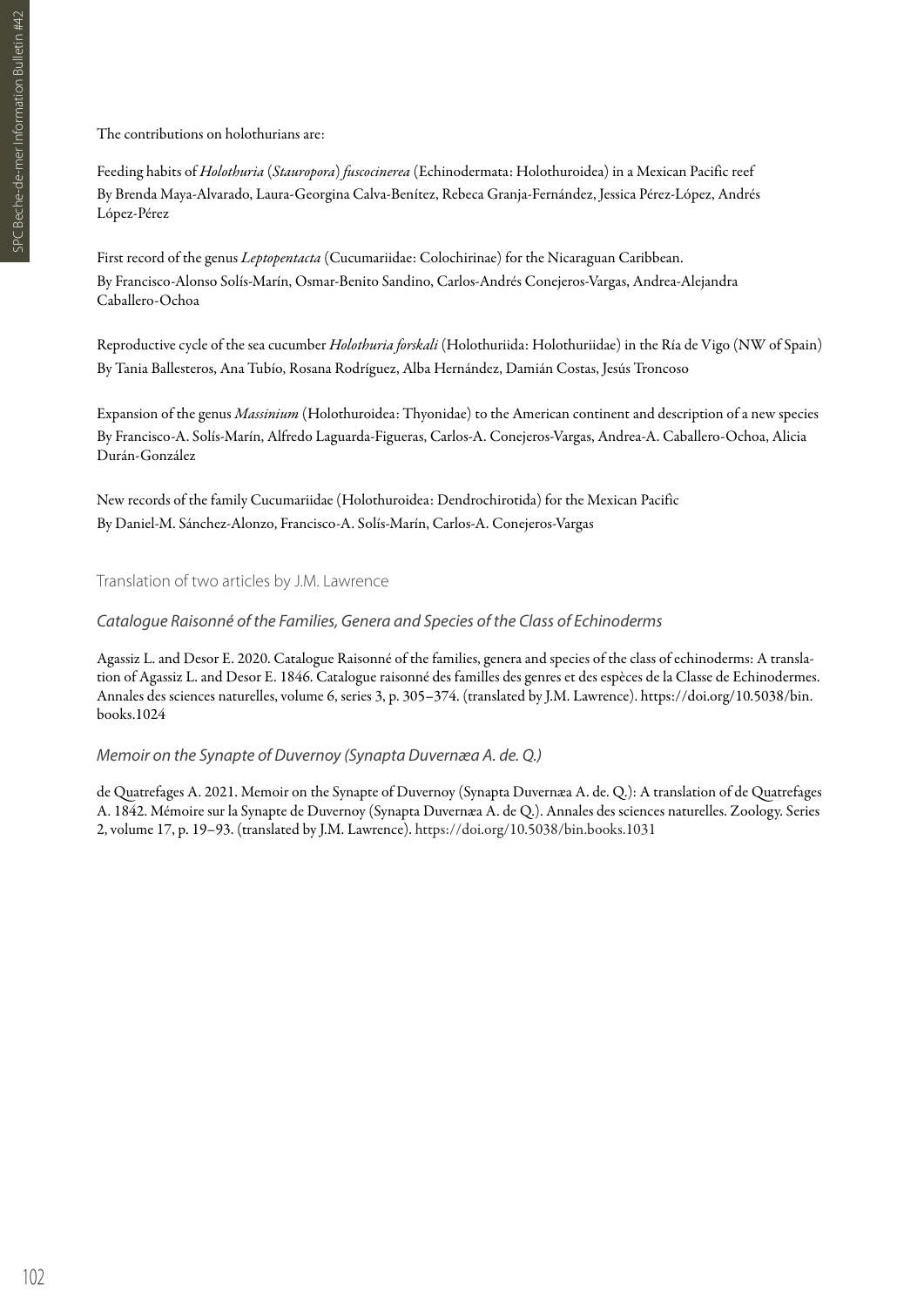The contributions on holothurians are:

Feeding habits of *Holothuria* (*Stauropora*) *fuscocinerea* (Echinodermata: Holothuroidea) in a Mexican Pacific reef
By Brenda Maya-Alvarado, Laura-Georgina Calva-Benítez, Rebeca Granja-Fernández, Jessica Pérez-López, Andrés López-Pérez

First record of the genus *Leptopentacta* (Cucumariidae: Colochirinae) for the Nicaraguan Caribbean.
By Francisco-Alonso Solís-Marín, Osmar-Benito Sandino, Carlos-Andrés Conejeros-Vargas, Andrea-Alejandra Caballero-Ochoa

Reproductive cycle of the sea cucumber *Holothuria forskali* (Holothuriida: Holothuriidae) in the Ría de Vigo (NW of Spain)
By Tania Ballesteros, Ana Tubío, Rosana Rodríguez, Alba Hernández, Damián Costas, Jesús Troncoso

Expansion of the genus *Massinium* (Holothuroidea: Thyonidae) to the American continent and description of a new species
By Francisco-A. Solís-Marín, Alfredo Laguarda-Figueras, Carlos-A. Conejeros-Vargas, Andrea-A. Caballero-Ochoa, Alicia Durán-González

New records of the family Cucumariidae (Holothuroidea: Dendrochirotida) for the Mexican Pacific
By Daniel-M. Sánchez-Alonzo, Francisco-A. Solís-Marín, Carlos-A. Conejeros-Vargas

## Translation of two articles by J.M. Lawrence

### *Catalogue Raisonné of the Families, Genera and Species of the Class of Echinoderms*

Agassiz L. and Desor E. 2020. Catalogue Raisonné of the families, genera and species of the class of echinoderms: A translation of Agassiz L. and Desor E. 1846. Catalogue raisonné des familles des genres et des espèces de la Classe de Echinodermes. Annales des sciences naturelles, volume 6, series 3, p. 305–374. (translated by J.M. Lawrence). https://doi.org/10.5038/bin.books.1024

### *Memoir on the Synapte of Duvernoy (Synapta Duvernæa A. de. Q.)*

de Quatrefages A. 2021. Memoir on the Synapte of Duvernoy (Synapta Duvernæa A. de. Q.): A translation of de Quatrefages A. 1842. Mémoire sur la Synapte de Duvernoy (Synapta Duvernæa A. de Q.). Annales des sciences naturelles. Zoology. Series 2, volume 17, p. 19–93. (translated by J.M. Lawrence). https://doi.org/10.5038/bin.books.1031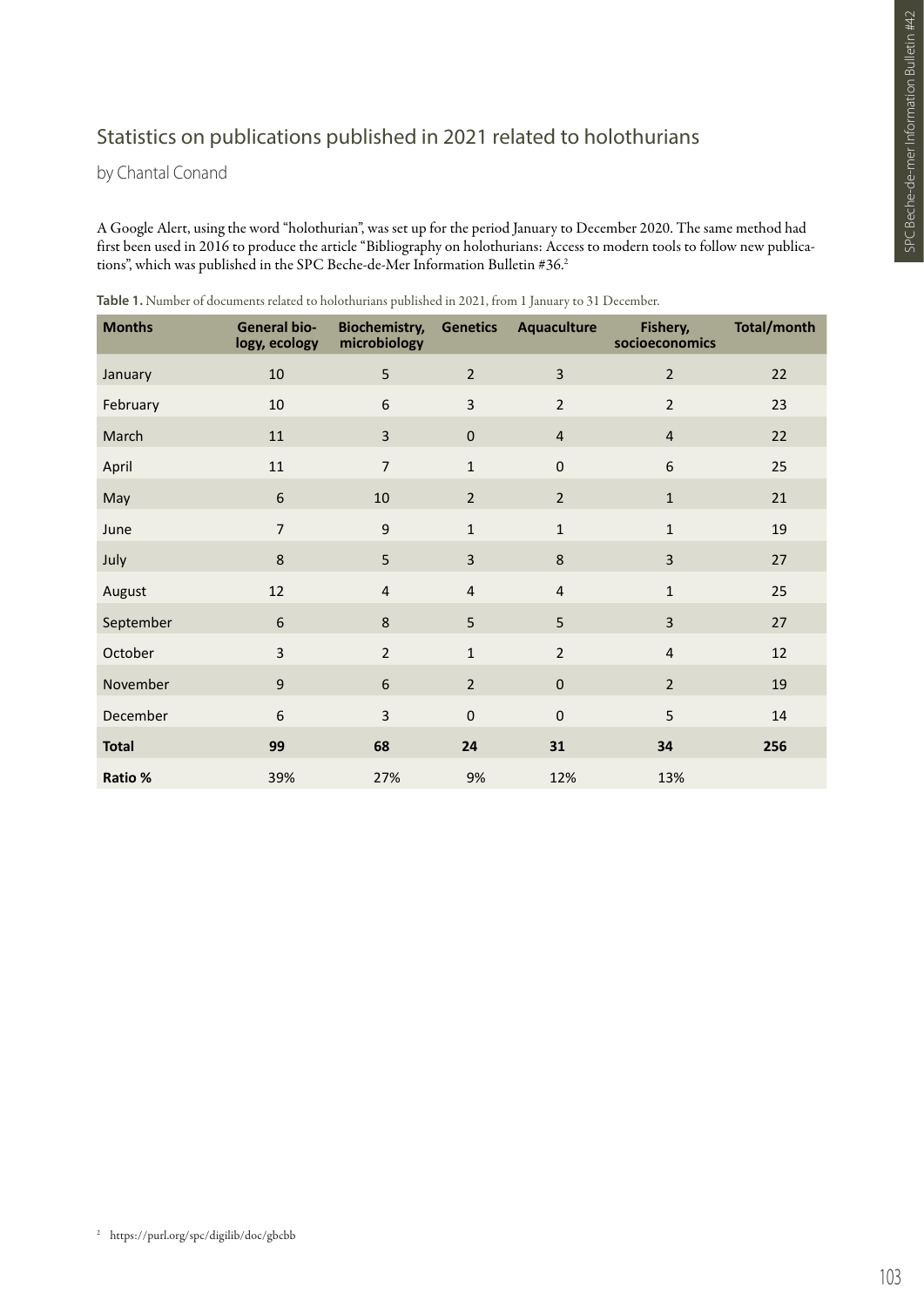## Statistics on publications published in 2021 related to holothurians

by Chantal Conand

A Google Alert, using the word "holothurian", was set up for the period January to December 2020. The same method had first been used in 2016 to produce the article "Bibliography on holothurians: Access to modern tools to follow new publications", which was published in the SPC Beche-de-Mer Information Bulletin #36.[2]

**Table 1.** Number of documents related to holothurians published in 2021, from 1 January to 31 December.

| Months | General biology, ecology | Biochemistry, microbiology | Genetics | Aquaculture | Fishery, socioeconomics | Total/month |
|---|---|---|---|---|---|---|
| January | 10 | 5 | 2 | 3 | 2 | 22 |
| February | 10 | 6 | 3 | 2 | 2 | 23 |
| March | 11 | 3 | 0 | 4 | 4 | 22 |
| April | 11 | 7 | 1 | 0 | 6 | 25 |
| May | 6 | 10 | 2 | 2 | 1 | 21 |
| June | 7 | 9 | 1 | 1 | 1 | 19 |
| July | 8 | 5 | 3 | 8 | 3 | 27 |
| August | 12 | 4 | 4 | 4 | 1 | 25 |
| September | 6 | 8 | 5 | 5 | 3 | 27 |
| October | 3 | 2 | 1 | 2 | 4 | 12 |
| November | 9 | 6 | 2 | 0 | 2 | 19 |
| December | 6 | 3 | 0 | 0 | 5 | 14 |
| **Total** | **99** | **68** | **24** | **31** | **34** | **256** |
| **Ratio %** | 39% | 27% | 9% | 12% | 13% | |

[2] https://purl.org/spc/digilib/doc/gbcbb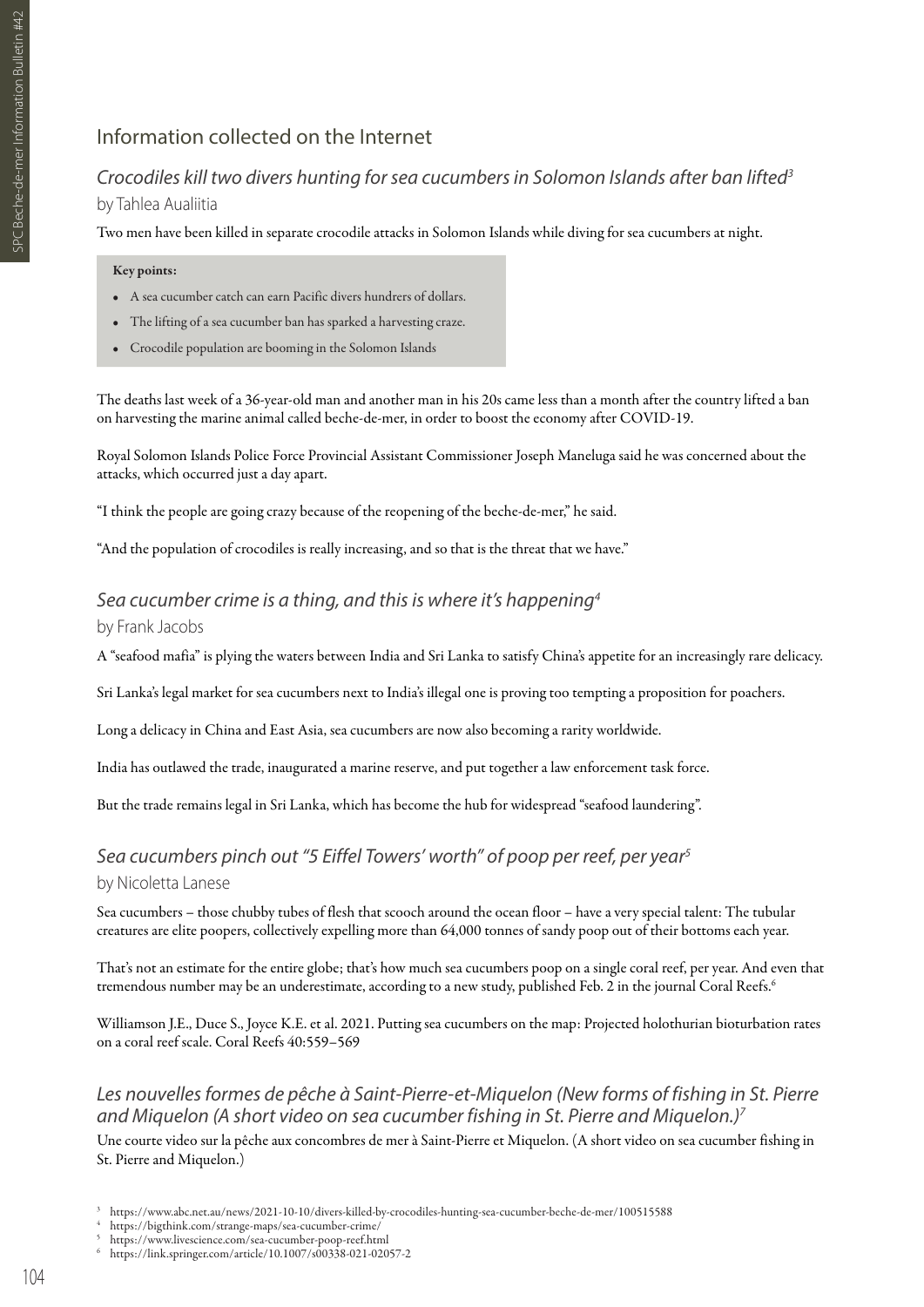## Information collected on the Internet

### *Crocodiles kill two divers hunting for sea cucumbers in Solomon Islands after ban lifted*[3]

by Tahlea Aualiitia

Two men have been killed in separate crocodile attacks in Solomon Islands while diving for sea cucumbers at night.

**Key points:**

- A sea cucumber catch can earn Pacific divers hundreds of dollars.
- The lifting of a sea cucumber ban has sparked a harvesting craze.
- Crocodile population are booming in the Solomon Islands

The deaths last week of a 36-year-old man and another man in his 20s came less than a month after the country lifted a ban on harvesting the marine animal called beche-de-mer, in order to boost the economy after COVID-19.

Royal Solomon Islands Police Force Provincial Assistant Commissioner Joseph Maneluga said he was concerned about the attacks, which occurred just a day apart.

"I think the people are going crazy because of the reopening of the beche-de-mer," he said.

"And the population of crocodiles is really increasing, and so that is the threat that we have."

### *Sea cucumber crime is a thing, and this is where it's happening*[4]

by Frank Jacobs

A "seafood mafia" is plying the waters between India and Sri Lanka to satisfy China's appetite for an increasingly rare delicacy.

Sri Lanka's legal market for sea cucumbers next to India's illegal one is proving too tempting a proposition for poachers.

Long a delicacy in China and East Asia, sea cucumbers are now also becoming a rarity worldwide.

India has outlawed the trade, inaugurated a marine reserve, and put together a law enforcement task force.

But the trade remains legal in Sri Lanka, which has become the hub for widespread "seafood laundering".

### *Sea cucumbers pinch out "5 Eiffel Towers' worth" of poop per reef, per year*[5]

by Nicoletta Lanese

Sea cucumbers – those chubby tubes of flesh that scooch around the ocean floor – have a very special talent: The tubular creatures are elite poopers, collectively expelling more than 64,000 tonnes of sandy poop out of their bottoms each year.

That's not an estimate for the entire globe; that's how much sea cucumbers poop on a single coral reef, per year. And even that tremendous number may be an underestimate, according to a new study, published Feb. 2 in the journal Coral Reefs.[6]

Williamson J.E., Duce S., Joyce K.E. et al. 2021. Putting sea cucumbers on the map: Projected holothurian bioturbation rates on a coral reef scale. Coral Reefs 40:559–569

### *Les nouvelles formes de pêche à Saint-Pierre-et-Miquelon (New forms of fishing in St. Pierre and Miquelon (A short video on sea cucumber fishing in St. Pierre and Miquelon.)*[7]

Une courte video sur la pêche aux concombres de mer à Saint-Pierre et Miquelon. (A short video on sea cucumber fishing in St. Pierre and Miquelon.)

---

[3] https://www.abc.net.au/news/2021-10-10/divers-killed-by-crocodiles-hunting-sea-cucumber-beche-de-mer/100515588

[4] https://bigthink.com/strange-maps/sea-cucumber-crime/

[5] https://www.livescience.com/sea-cucumber-poop-reef.html

[6] https://link.springer.com/article/10.1007/s00338-021-02057-2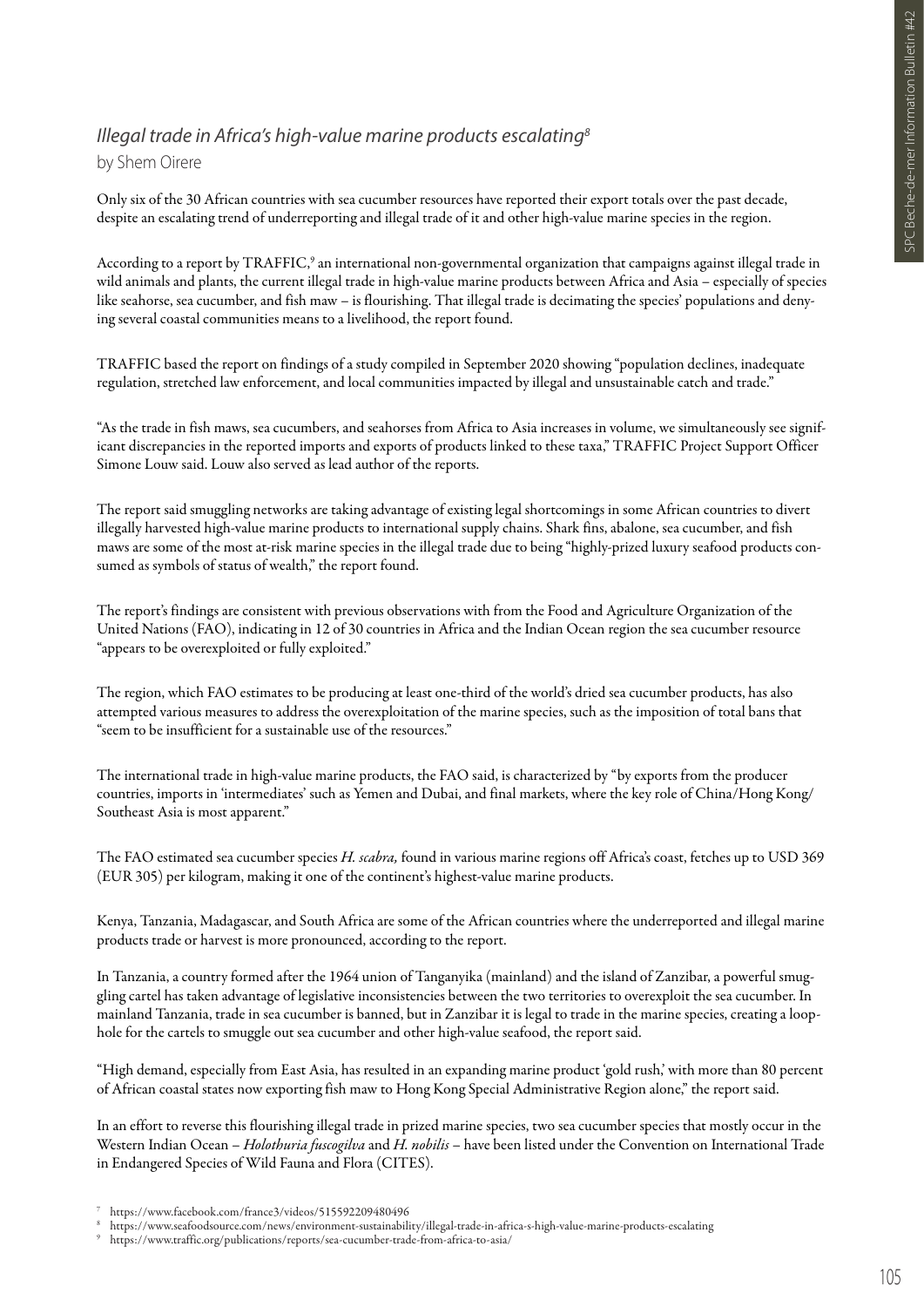### *Illegal trade in Africa's high-value marine products escalating*[8]

by Shem Oirere

Only six of the 30 African countries with sea cucumber resources have reported their export totals over the past decade, despite an escalating trend of underreporting and illegal trade of it and other high-value marine species in the region.

According to a report by TRAFFIC,[9] an international non-governmental organization that campaigns against illegal trade in wild animals and plants, the current illegal trade in high-value marine products between Africa and Asia – especially of species like seahorse, sea cucumber, and fish maw – is flourishing. That illegal trade is decimating the species' populations and denying several coastal communities means to a livelihood, the report found.

TRAFFIC based the report on findings of a study compiled in September 2020 showing "population declines, inadequate regulation, stretched law enforcement, and local communities impacted by illegal and unsustainable catch and trade."

"As the trade in fish maws, sea cucumbers, and seahorses from Africa to Asia increases in volume, we simultaneously see significant discrepancies in the reported imports and exports of products linked to these taxa," TRAFFIC Project Support Officer Simone Louw said. Louw also served as lead author of the reports.

The report said smuggling networks are taking advantage of existing legal shortcomings in some African countries to divert illegally harvested high-value marine products to international supply chains. Shark fins, abalone, sea cucumber, and fish maws are some of the most at-risk marine species in the illegal trade due to being "highly-prized luxury seafood products consumed as symbols of status of wealth," the report found.

The report's findings are consistent with previous observations with from the Food and Agriculture Organization of the United Nations (FAO), indicating in 12 of 30 countries in Africa and the Indian Ocean region the sea cucumber resource "appears to be overexploited or fully exploited."

The region, which FAO estimates to be producing at least one-third of the world's dried sea cucumber products, has also attempted various measures to address the overexploitation of the marine species, such as the imposition of total bans that "seem to be insufficient for a sustainable use of the resources."

The international trade in high-value marine products, the FAO said, is characterized by "by exports from the producer countries, imports in 'intermediates' such as Yemen and Dubai, and final markets, where the key role of China/Hong Kong/Southeast Asia is most apparent."

The FAO estimated sea cucumber species *H. scabra,* found in various marine regions off Africa's coast, fetches up to USD 369 (EUR 305) per kilogram, making it one of the continent's highest-value marine products.

Kenya, Tanzania, Madagascar, and South Africa are some of the African countries where the underreported and illegal marine products trade or harvest is more pronounced, according to the report.

In Tanzania, a country formed after the 1964 union of Tanganyika (mainland) and the island of Zanzibar, a powerful smuggling cartel has taken advantage of legislative inconsistencies between the two territories to overexploit the sea cucumber. In mainland Tanzania, trade in sea cucumber is banned, but in Zanzibar it is legal to trade in the marine species, creating a loophole for the cartels to smuggle out sea cucumber and other high-value seafood, the report said.

"High demand, especially from East Asia, has resulted in an expanding marine product 'gold rush,' with more than 80 percent of African coastal states now exporting fish maw to Hong Kong Special Administrative Region alone," the report said.

In an effort to reverse this flourishing illegal trade in prized marine species, two sea cucumber species that mostly occur in the Western Indian Ocean – *Holothuria fuscogilva* and *H. nobilis* – have been listed under the Convention on International Trade in Endangered Species of Wild Fauna and Flora (CITES).

---

[7] https://www.facebook.com/france3/videos/515592209480496

[8] https://www.seafoodsource.com/news/environment-sustainability/illegal-trade-in-africa-s-high-value-marine-products-escalating

[9] https://www.traffic.org/publications/reports/sea-cucumber-trade-from-africa-to-asia/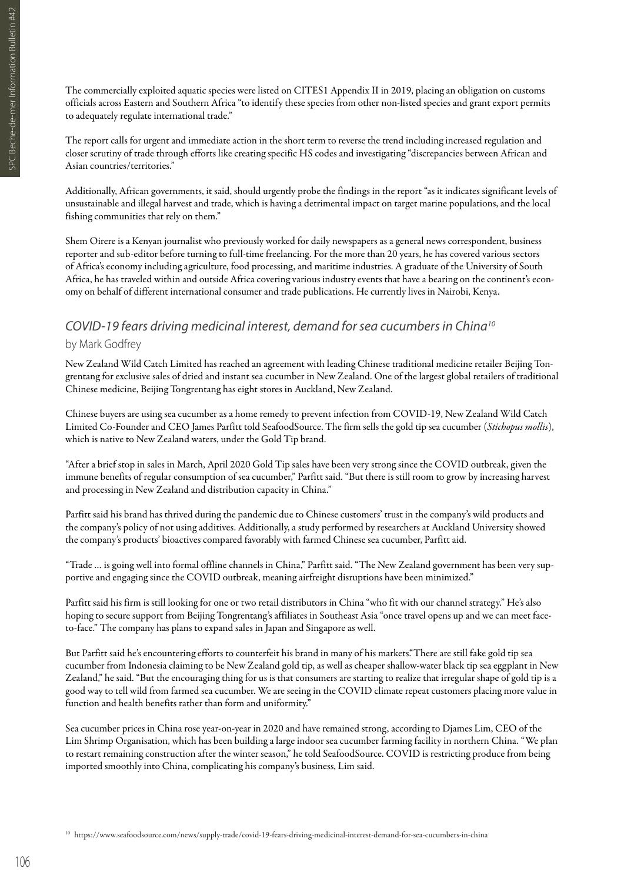The commercially exploited aquatic species were listed on CITES1 Appendix II in 2019, placing an obligation on customs officials across Eastern and Southern Africa "to identify these species from other non-listed species and grant export permits to adequately regulate international trade."

The report calls for urgent and immediate action in the short term to reverse the trend including increased regulation and closer scrutiny of trade through efforts like creating specific HS codes and investigating "discrepancies between African and Asian countries/territories."

Additionally, African governments, it said, should urgently probe the findings in the report "as it indicates significant levels of unsustainable and illegal harvest and trade, which is having a detrimental impact on target marine populations, and the local fishing communities that rely on them."

Shem Oirere is a Kenyan journalist who previously worked for daily newspapers as a general news correspondent, business reporter and sub-editor before turning to full-time freelancing. For the more than 20 years, he has covered various sectors of Africa's economy including agriculture, food processing, and maritime industries. A graduate of the University of South Africa, he has traveled within and outside Africa covering various industry events that have a bearing on the continent's economy on behalf of different international consumer and trade publications. He currently lives in Nairobi, Kenya.

## *COVID-19 fears driving medicinal interest, demand for sea cucumbers in China*[10]

by Mark Godfrey

New Zealand Wild Catch Limited has reached an agreement with leading Chinese traditional medicine retailer Beijing Tongrentang for exclusive sales of dried and instant sea cucumber in New Zealand. One of the largest global retailers of traditional Chinese medicine, Beijing Tongrentang has eight stores in Auckland, New Zealand.

Chinese buyers are using sea cucumber as a home remedy to prevent infection from COVID-19, New Zealand Wild Catch Limited Co-Founder and CEO James Parfitt told SeafoodSource. The firm sells the gold tip sea cucumber (*Stichopus mollis*), which is native to New Zealand waters, under the Gold Tip brand.

"After a brief stop in sales in March, April 2020 Gold Tip sales have been very strong since the COVID outbreak, given the immune benefits of regular consumption of sea cucumber," Parfitt said. "But there is still room to grow by increasing harvest and processing in New Zealand and distribution capacity in China."

Parfitt said his brand has thrived during the pandemic due to Chinese customers' trust in the company's wild products and the company's policy of not using additives. Additionally, a study performed by researchers at Auckland University showed the company's products' bioactives compared favorably with farmed Chinese sea cucumber, Parfitt aid.

"Trade … is going well into formal offline channels in China," Parfitt said. "The New Zealand government has been very supportive and engaging since the COVID outbreak, meaning airfreight disruptions have been minimized."

Parfitt said his firm is still looking for one or two retail distributors in China "who fit with our channel strategy." He's also hoping to secure support from Beijing Tongrentang's affiliates in Southeast Asia "once travel opens up and we can meet face-to-face." The company has plans to expand sales in Japan and Singapore as well.

But Parfitt said he's encountering efforts to counterfeit his brand in many of his markets."There are still fake gold tip sea cucumber from Indonesia claiming to be New Zealand gold tip, as well as cheaper shallow-water black tip sea eggplant in New Zealand," he said. "But the encouraging thing for us is that consumers are starting to realize that irregular shape of gold tip is a good way to tell wild from farmed sea cucumber. We are seeing in the COVID climate repeat customers placing more value in function and health benefits rather than form and uniformity."

Sea cucumber prices in China rose year-on-year in 2020 and have remained strong, according to Djames Lim, CEO of the Lim Shrimp Organisation, which has been building a large indoor sea cucumber farming facility in northern China. "We plan to restart remaining construction after the winter season," he told SeafoodSource. COVID is restricting produce from being imported smoothly into China, complicating his company's business, Lim said.

[10] https://www.seafoodsource.com/news/supply-trade/covid-19-fears-driving-medicinal-interest-demand-for-sea-cucumbers-in-china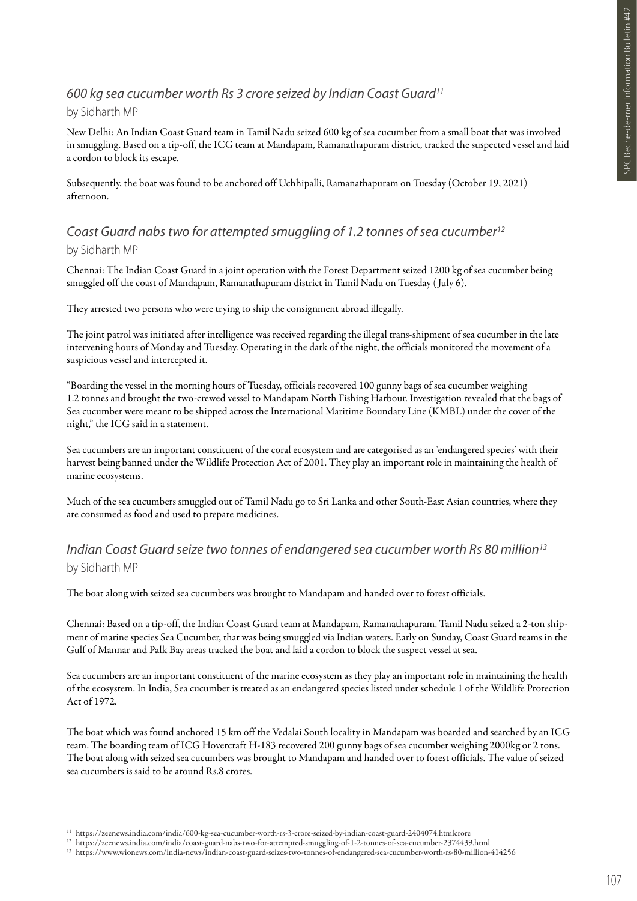### *600 kg sea cucumber worth Rs 3 crore seized by Indian Coast Guard*[11]

by Sidharth MP

New Delhi: An Indian Coast Guard team in Tamil Nadu seized 600 kg of sea cucumber from a small boat that was involved in smuggling. Based on a tip-off, the ICG team at Mandapam, Ramanathapuram district, tracked the suspected vessel and laid a cordon to block its escape.

Subsequently, the boat was found to be anchored off Uchhipalli, Ramanathapuram on Tuesday (October 19, 2021) afternoon.

### *Coast Guard nabs two for attempted smuggling of 1.2 tonnes of sea cucumber*[12]

by Sidharth MP

Chennai: The Indian Coast Guard in a joint operation with the Forest Department seized 1200 kg of sea cucumber being smuggled off the coast of Mandapam, Ramanathapuram district in Tamil Nadu on Tuesday (July 6).

They arrested two persons who were trying to ship the consignment abroad illegally.

The joint patrol was initiated after intelligence was received regarding the illegal trans-shipment of sea cucumber in the late intervening hours of Monday and Tuesday. Operating in the dark of the night, the officials monitored the movement of a suspicious vessel and intercepted it.

"Boarding the vessel in the morning hours of Tuesday, officials recovered 100 gunny bags of sea cucumber weighing 1.2 tonnes and brought the two-crewed vessel to Mandapam North Fishing Harbour. Investigation revealed that the bags of Sea cucumber were meant to be shipped across the International Maritime Boundary Line (KMBL) under the cover of the night," the ICG said in a statement.

Sea cucumbers are an important constituent of the coral ecosystem and are categorised as an 'endangered species' with their harvest being banned under the Wildlife Protection Act of 2001. They play an important role in maintaining the health of marine ecosystems.

Much of the sea cucumbers smuggled out of Tamil Nadu go to Sri Lanka and other South-East Asian countries, where they are consumed as food and used to prepare medicines.

### *Indian Coast Guard seize two tonnes of endangered sea cucumber worth Rs 80 million*[13]

by Sidharth MP

The boat along with seized sea cucumbers was brought to Mandapam and handed over to forest officials.

Chennai: Based on a tip-off, the Indian Coast Guard team at Mandapam, Ramanathapuram, Tamil Nadu seized a 2-ton shipment of marine species Sea Cucumber, that was being smuggled via Indian waters. Early on Sunday, Coast Guard teams in the Gulf of Mannar and Palk Bay areas tracked the boat and laid a cordon to block the suspect vessel at sea.

Sea cucumbers are an important constituent of the marine ecosystem as they play an important role in maintaining the health of the ecosystem. In India, Sea cucumber is treated as an endangered species listed under schedule 1 of the Wildlife Protection Act of 1972.

The boat which was found anchored 15 km off the Vedalai South locality in Mandapam was boarded and searched by an ICG team. The boarding team of ICG Hovercraft H-183 recovered 200 gunny bags of sea cucumber weighing 2000kg or 2 tons. The boat along with seized sea cucumbers was brought to Mandapam and handed over to forest officials. The value of seized sea cucumbers is said to be around Rs.8 crores.

---

[11] https://zeenews.india.com/india/600-kg-sea-cucumber-worth-rs-3-crore-seized-by-indian-coast-guard-2404074.htmlcrore

[12] https://zeenews.india.com/india/coast-guard-nabs-two-for-attempted-smuggling-of-1-2-tonnes-of-sea-cucumber-2374439.html

[13] https://www.wionews.com/india-news/indian-coast-guard-seizes-two-tonnes-of-endangered-sea-cucumber-worth-rs-80-million-414256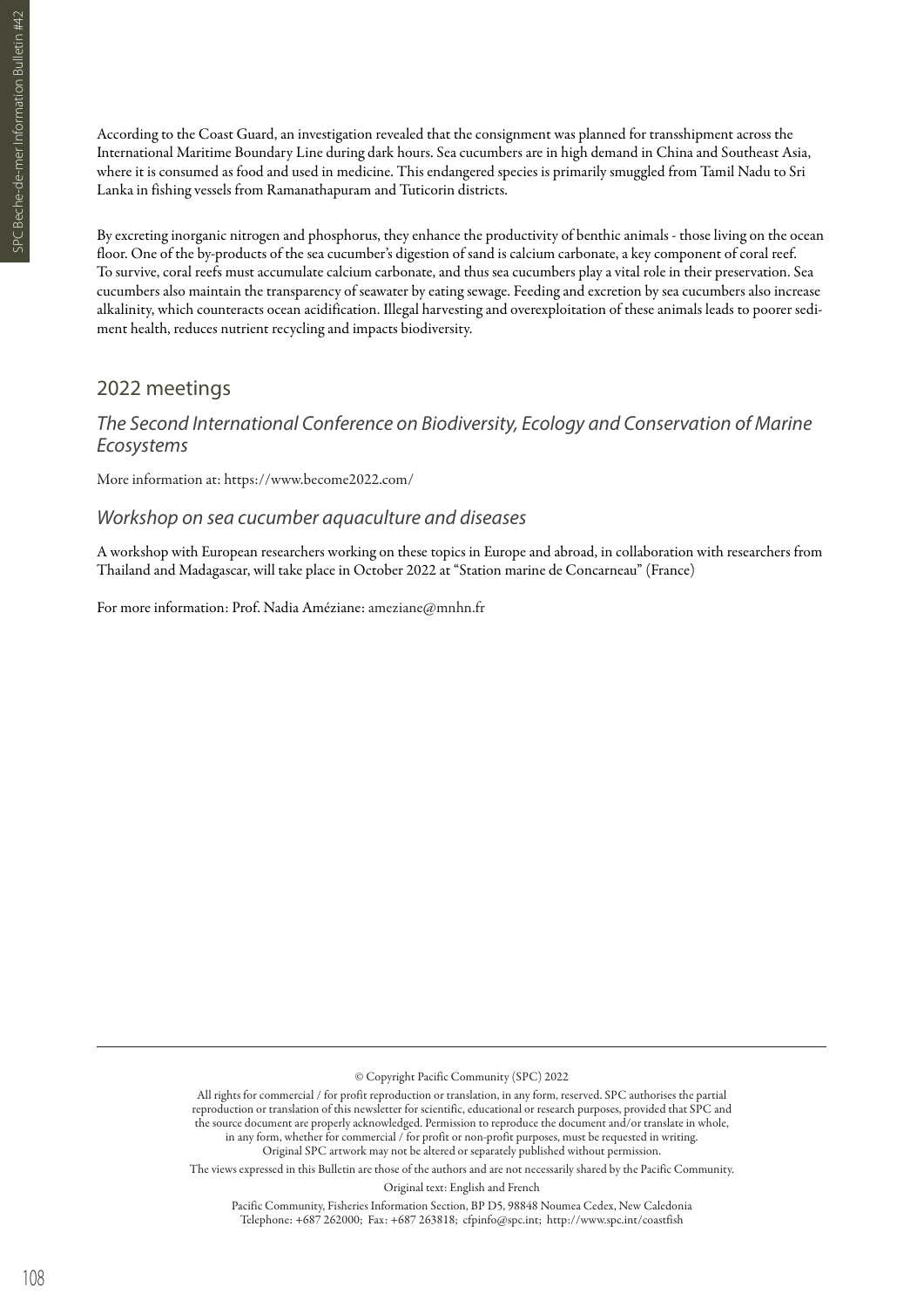According to the Coast Guard, an investigation revealed that the consignment was planned for transshipment across the International Maritime Boundary Line during dark hours. Sea cucumbers are in high demand in China and Southeast Asia, where it is consumed as food and used in medicine. This endangered species is primarily smuggled from Tamil Nadu to Sri Lanka in fishing vessels from Ramanathapuram and Tuticorin districts.

By excreting inorganic nitrogen and phosphorus, they enhance the productivity of benthic animals - those living on the ocean floor. One of the by-products of the sea cucumber's digestion of sand is calcium carbonate, a key component of coral reef. To survive, coral reefs must accumulate calcium carbonate, and thus sea cucumbers play a vital role in their preservation. Sea cucumbers also maintain the transparency of seawater by eating sewage. Feeding and excretion by sea cucumbers also increase alkalinity, which counteracts ocean acidification. Illegal harvesting and overexploitation of these animals leads to poorer sediment health, reduces nutrient recycling and impacts biodiversity.

## 2022 meetings

### *The Second International Conference on Biodiversity, Ecology and Conservation of Marine Ecosystems*

More information at: https://www.become2022.com/

### *Workshop on sea cucumber aquaculture and diseases*

A workshop with European researchers working on these topics in Europe and abroad, in collaboration with researchers from Thailand and Madagascar, will take place in October 2022 at "Station marine de Concarneau" (France)

For more information: Prof. Nadia Améziane: ameziane@mnhn.fr

---

© Copyright Pacific Community (SPC) 2022

All rights for commercial / for profit reproduction or translation, in any form, reserved. SPC authorises the partial reproduction or translation of this newsletter for scientific, educational or research purposes, provided that SPC and the source document are properly acknowledged. Permission to reproduce the document and/or translate in whole, in any form, whether for commercial / for profit or non-profit purposes, must be requested in writing. Original SPC artwork may not be altered or separately published without permission.

The views expressed in this Bulletin are those of the authors and are not necessarily shared by the Pacific Community.

Original text: English and French

Pacific Community, Fisheries Information Section, BP D5, 98848 Noumea Cedex, New Caledonia
Telephone: +687 262000; Fax: +687 263818; cfpinfo@spc.int; http://www.spc.int/coastfish